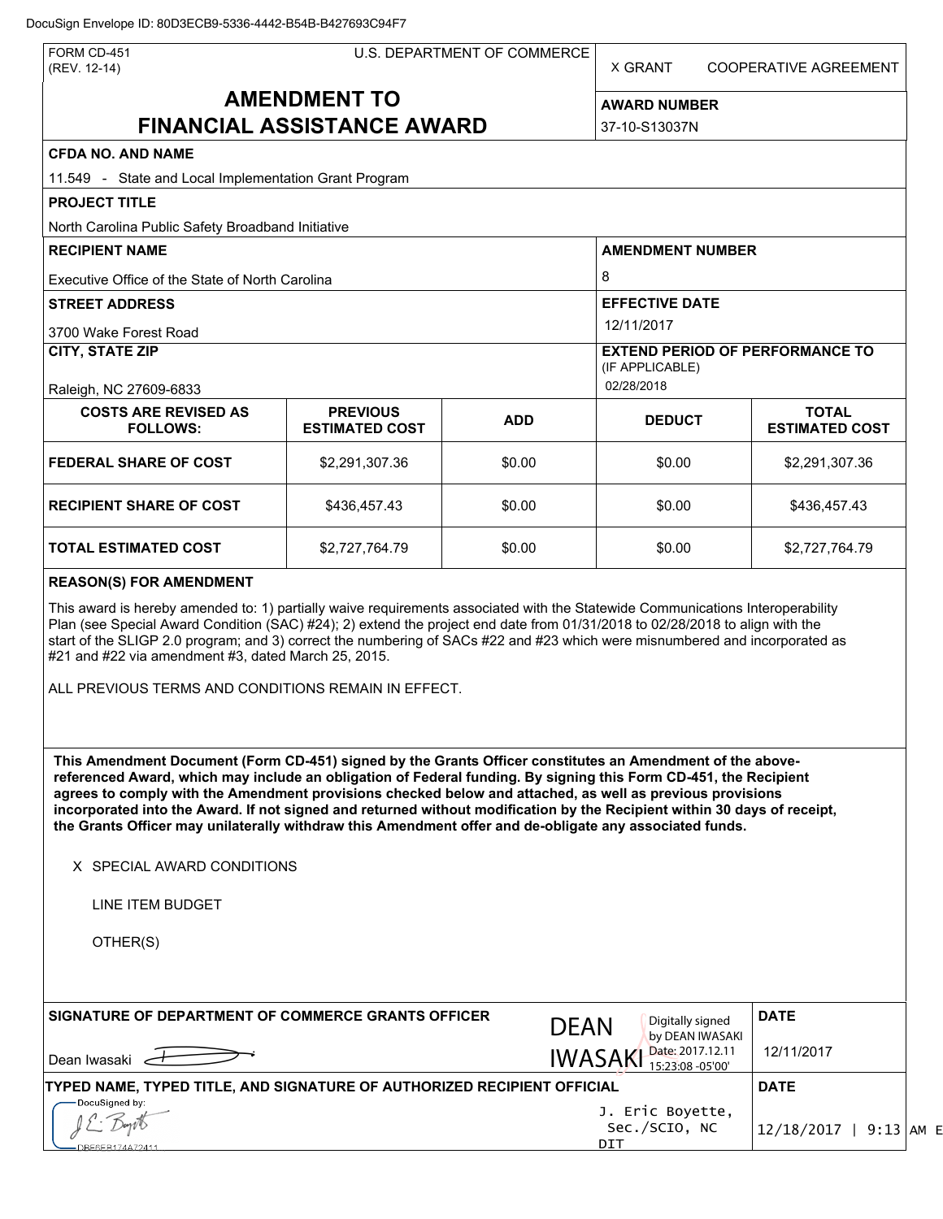DocuSign Envelope ID: 80D3ECB9-5336-4442-B54B-B427693C94F7

FORM CD-451
(REV. 12-14)

U.S. DEPARTMENT OF COMMERCE

X GRANT    COOPERATIVE AGREEMENT

# AMENDMENT TO FINANCIAL ASSISTANCE AWARD

**AWARD NUMBER**
37-10-S13037N

**CFDA NO. AND NAME**
11.549 - State and Local Implementation Grant Program

**PROJECT TITLE**
North Carolina Public Safety Broadband Initiative

**RECIPIENT NAME**
Executive Office of the State of North Carolina

**AMENDMENT NUMBER**
8

**STREET ADDRESS**
3700 Wake Forest Road

**EFFECTIVE DATE**
12/11/2017

**CITY, STATE ZIP**
Raleigh, NC 27609-6833

**EXTEND PERIOD OF PERFORMANCE TO** (IF APPLICABLE)
02/28/2018

| COSTS ARE REVISED AS FOLLOWS: | PREVIOUS ESTIMATED COST | ADD | DEDUCT | TOTAL ESTIMATED COST |
|---|---|---|---|---|
| **FEDERAL SHARE OF COST** | $2,291,307.36 | $0.00 | $0.00 | $2,291,307.36 |
| **RECIPIENT SHARE OF COST** | $436,457.43 | $0.00 | $0.00 | $436,457.43 |
| **TOTAL ESTIMATED COST** | $2,727,764.79 | $0.00 | $0.00 | $2,727,764.79 |

**REASON(S) FOR AMENDMENT**

This award is hereby amended to: 1) partially waive requirements associated with the Statewide Communications Interoperability Plan (see Special Award Condition (SAC) #24); 2) extend the project end date from 01/31/2018 to 02/28/2018 to align with the start of the SLIGP 2.0 program; and 3) correct the numbering of SACs #22 and #23 which were misnumbered and incorporated as #21 and #22 via amendment #3, dated March 25, 2015.

ALL PREVIOUS TERMS AND CONDITIONS REMAIN IN EFFECT.

**This Amendment Document (Form CD-451) signed by the Grants Officer constitutes an Amendment of the above-referenced Award, which may include an obligation of Federal funding. By signing this Form CD-451, the Recipient agrees to comply with the Amendment provisions checked below and attached, as well as previous provisions incorporated into the Award. If not signed and returned without modification by the Recipient within 30 days of receipt, the Grants Officer may unilaterally withdraw this Amendment offer and de-obligate any associated funds.**

X SPECIAL AWARD CONDITIONS

LINE ITEM BUDGET

OTHER(S)

**SIGNATURE OF DEPARTMENT OF COMMERCE GRANTS OFFICER**
Dean Iwasaki

DEAN IWASAKI — Digitally signed by DEAN IWASAKI Date: 2017.12.11 15:23:08 -05'00'

**DATE**
12/11/2017

**TYPED NAME, TYPED TITLE, AND SIGNATURE OF AUTHORIZED RECIPIENT OFFICIAL**
DocuSigned by:
DBE6EB174A72411...

J. Eric Boyette, Sec./SCIO, NC DIT

**DATE**
12/18/2017 | 9:13 AM E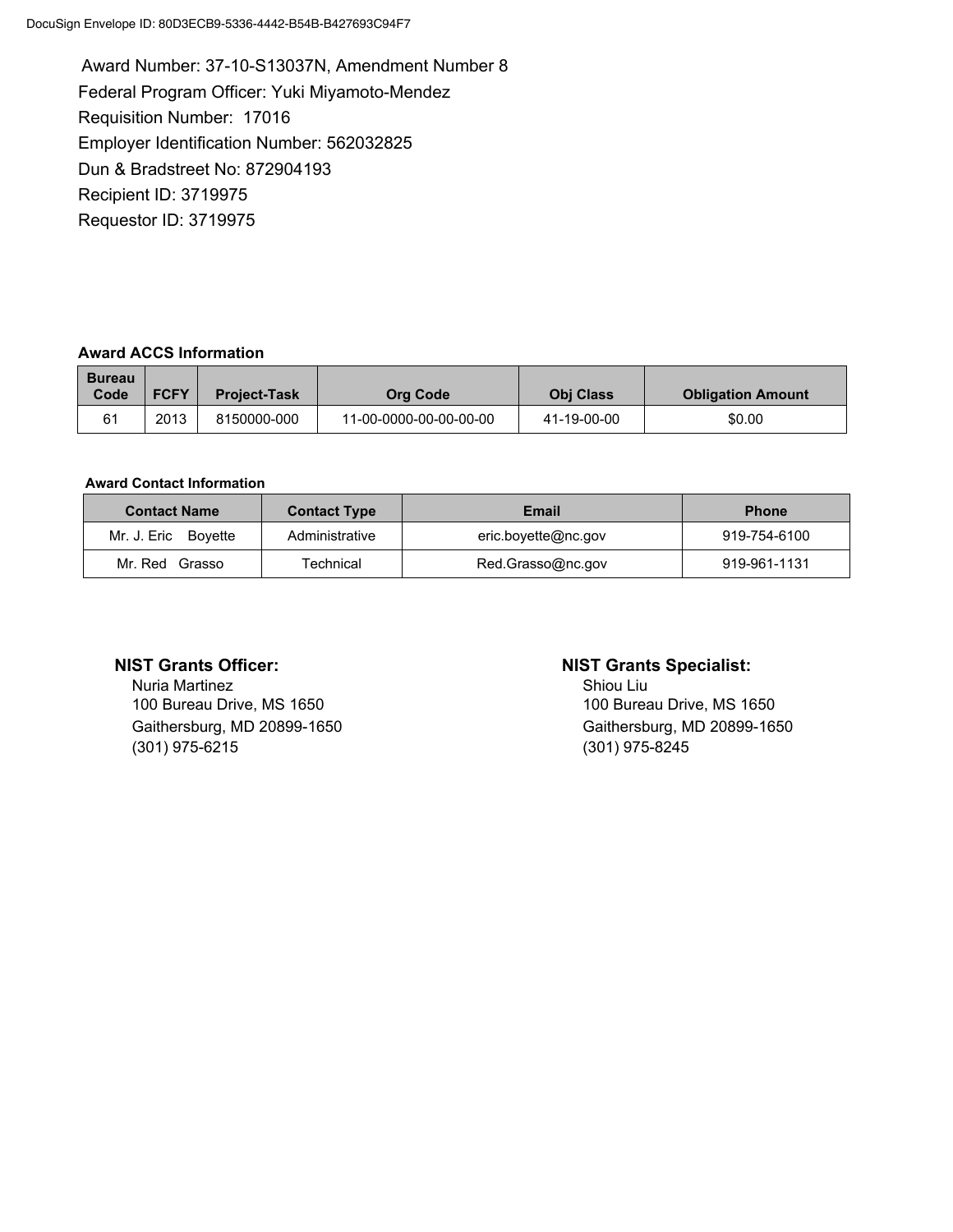Award Number: 37-10-S13037N, Amendment Number 8
Federal Program Officer: Yuki Miyamoto-Mendez
Requisition Number: 17016
Employer Identification Number: 562032825
Dun & Bradstreet No: 872904193
Recipient ID: 3719975
Requestor ID: 3719975

**Award ACCS Information**

| Bureau Code | FCFY | Project-Task | Org Code | Obj Class | Obligation Amount |
|---|---|---|---|---|---|
| 61 | 2013 | 8150000-000 | 11-00-0000-00-00-00-00 | 41-19-00-00 | $0.00 |

**Award Contact Information**

| Contact Name | Contact Type | Email | Phone |
|---|---|---|---|
| Mr. J. Eric Boyette | Administrative | eric.boyette@nc.gov | 919-754-6100 |
| Mr. Red Grasso | Technical | Red.Grasso@nc.gov | 919-961-1131 |

**NIST Grants Officer:**
Nuria Martinez
100 Bureau Drive, MS 1650
Gaithersburg, MD 20899-1650
(301) 975-6215

**NIST Grants Specialist:**
Shiou Liu
100 Bureau Drive, MS 1650
Gaithersburg, MD 20899-1650
(301) 975-8245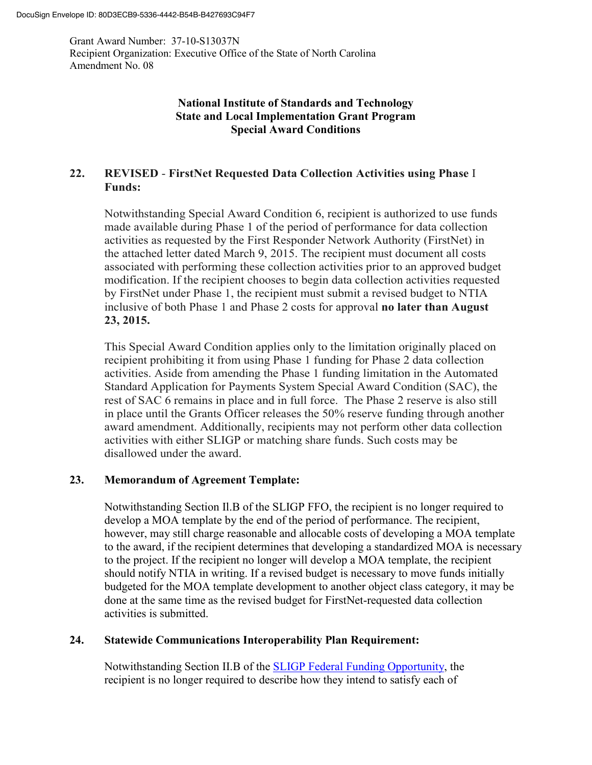Grant Award Number: 37-10-S13037N
Recipient Organization: Executive Office of the State of North Carolina
Amendment No. 08

**National Institute of Standards and Technology**
**State and Local Implementation Grant Program**
**Special Award Conditions**

**22. REVISED - FirstNet Requested Data Collection Activities using Phase I Funds:**

Notwithstanding Special Award Condition 6, recipient is authorized to use funds made available during Phase 1 of the period of performance for data collection activities as requested by the First Responder Network Authority (FirstNet) in the attached letter dated March 9, 2015. The recipient must document all costs associated with performing these collection activities prior to an approved budget modification. If the recipient chooses to begin data collection activities requested by FirstNet under Phase 1, the recipient must submit a revised budget to NTIA inclusive of both Phase 1 and Phase 2 costs for approval **no later than August 23, 2015.**

This Special Award Condition applies only to the limitation originally placed on recipient prohibiting it from using Phase 1 funding for Phase 2 data collection activities. Aside from amending the Phase 1 funding limitation in the Automated Standard Application for Payments System Special Award Condition (SAC), the rest of SAC 6 remains in place and in full force. The Phase 2 reserve is also still in place until the Grants Officer releases the 50% reserve funding through another award amendment. Additionally, recipients may not perform other data collection activities with either SLIGP or matching share funds. Such costs may be disallowed under the award.

**23. Memorandum of Agreement Template:**

Notwithstanding Section Il.B of the SLIGP FFO, the recipient is no longer required to develop a MOA template by the end of the period of performance. The recipient, however, may still charge reasonable and allocable costs of developing a MOA template to the award, if the recipient determines that developing a standardized MOA is necessary to the project. If the recipient no longer will develop a MOA template, the recipient should notify NTIA in writing. If a revised budget is necessary to move funds initially budgeted for the MOA template development to another object class category, it may be done at the same time as the revised budget for FirstNet-requested data collection activities is submitted.

**24. Statewide Communications Interoperability Plan Requirement:**

Notwithstanding Section II.B of the SLIGP Federal Funding Opportunity, the recipient is no longer required to describe how they intend to satisfy each of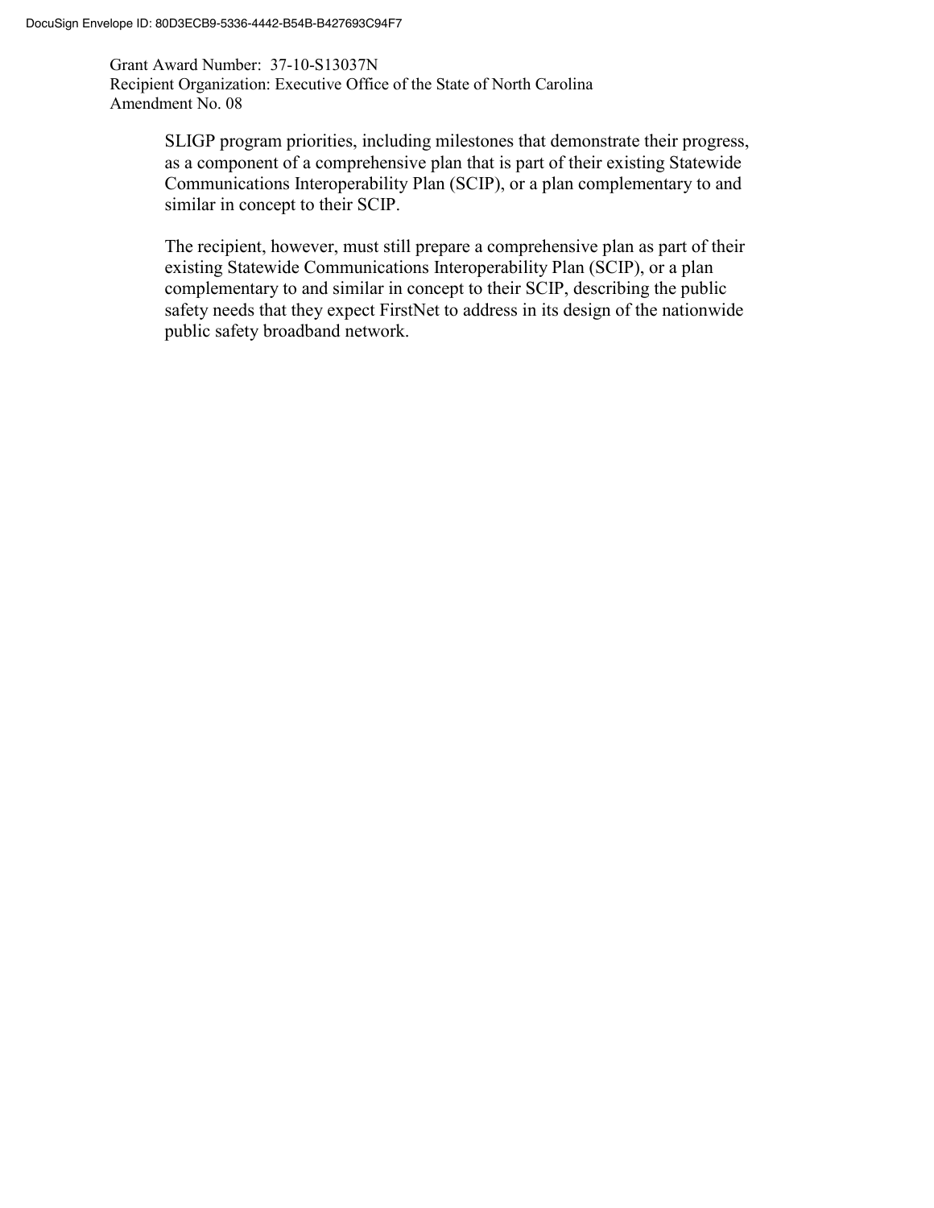SLIGP program priorities, including milestones that demonstrate their progress, as a component of a comprehensive plan that is part of their existing Statewide Communications Interoperability Plan (SCIP), or a plan complementary to and similar in concept to their SCIP.

The recipient, however, must still prepare a comprehensive plan as part of their existing Statewide Communications Interoperability Plan (SCIP), or a plan complementary to and similar in concept to their SCIP, describing the public safety needs that they expect FirstNet to address in its design of the nationwide public safety broadband network.